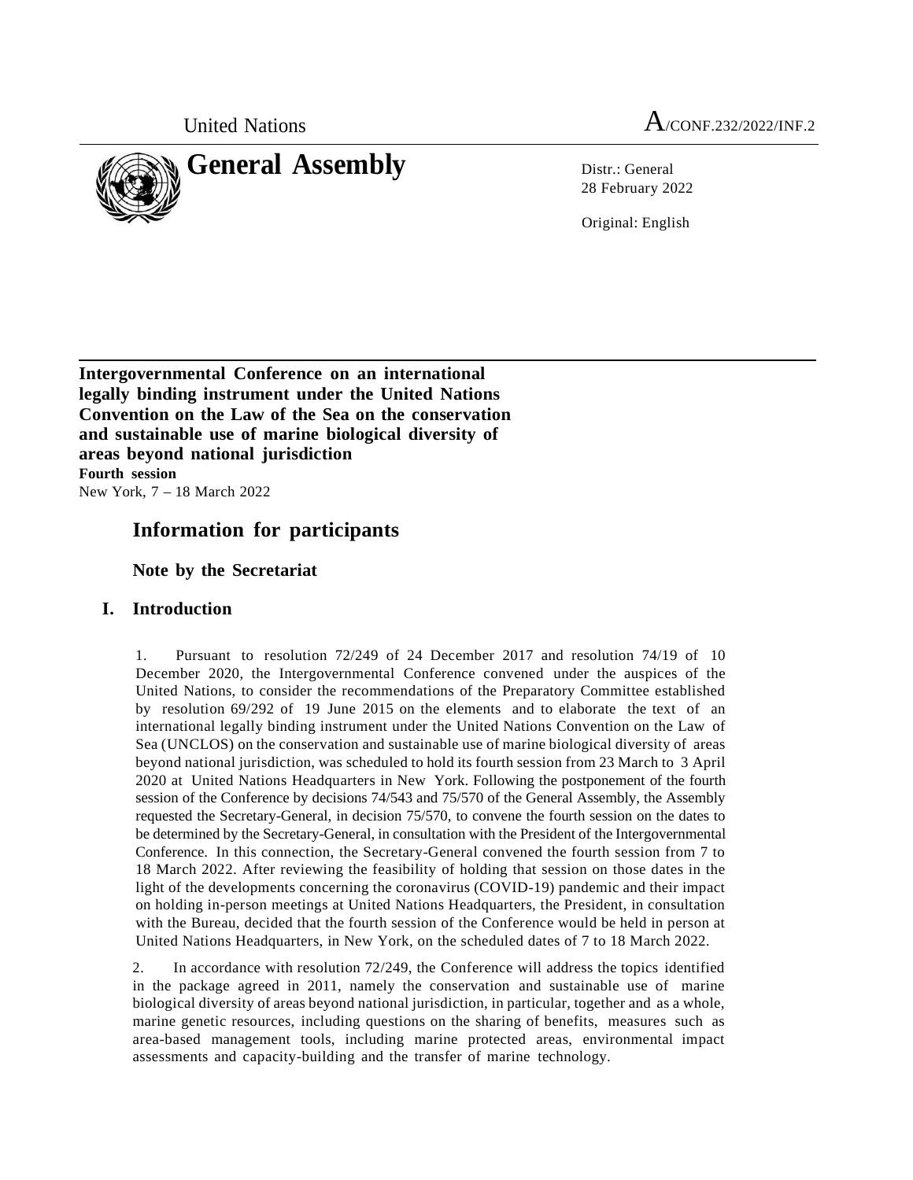United Nations

A/CONF.232/2022/INF.2

# General Assembly

Distr.: General
28 February 2022

Original: English

**Intergovernmental Conference on an international legally binding instrument under the United Nations Convention on the Law of the Sea on the conservation and sustainable use of marine biological diversity of areas beyond national jurisdiction**
**Fourth session**
New York, 7 – 18 March 2022

## Information for participants

### Note by the Secretariat

## I. Introduction

1. Pursuant to resolution 72/249 of 24 December 2017 and resolution 74/19 of 10 December 2020, the Intergovernmental Conference convened under the auspices of the United Nations, to consider the recommendations of the Preparatory Committee established by resolution 69/292 of 19 June 2015 on the elements and to elaborate the text of an international legally binding instrument under the United Nations Convention on the Law of Sea (UNCLOS) on the conservation and sustainable use of marine biological diversity of areas beyond national jurisdiction, was scheduled to hold its fourth session from 23 March to 3 April 2020 at United Nations Headquarters in New York. Following the postponement of the fourth session of the Conference by decisions 74/543 and 75/570 of the General Assembly, the Assembly requested the Secretary-General, in decision 75/570, to convene the fourth session on the dates to be determined by the Secretary-General, in consultation with the President of the Intergovernmental Conference. In this connection, the Secretary-General convened the fourth session from 7 to 18 March 2022. After reviewing the feasibility of holding that session on those dates in the light of the developments concerning the coronavirus (COVID-19) pandemic and their impact on holding in-person meetings at United Nations Headquarters, the President, in consultation with the Bureau, decided that the fourth session of the Conference would be held in person at United Nations Headquarters, in New York, on the scheduled dates of 7 to 18 March 2022.

2. In accordance with resolution 72/249, the Conference will address the topics identified in the package agreed in 2011, namely the conservation and sustainable use of marine biological diversity of areas beyond national jurisdiction, in particular, together and as a whole, marine genetic resources, including questions on the sharing of benefits, measures such as area-based management tools, including marine protected areas, environmental impact assessments and capacity-building and the transfer of marine technology.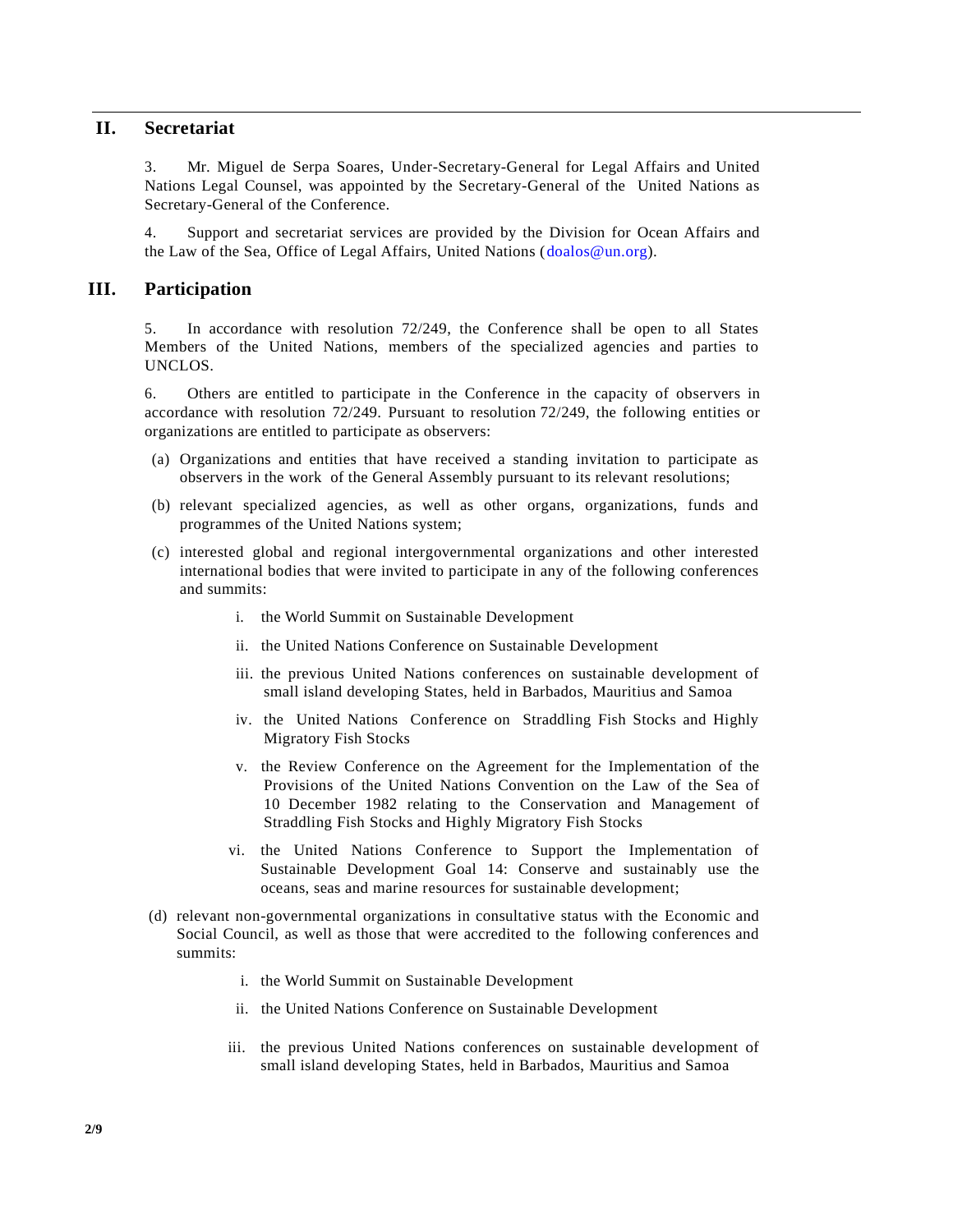## II. Secretariat

3. Mr. Miguel de Serpa Soares, Under-Secretary-General for Legal Affairs and United Nations Legal Counsel, was appointed by the Secretary-General of the United Nations as Secretary-General of the Conference.

4. Support and secretariat services are provided by the Division for Ocean Affairs and the Law of the Sea, Office of Legal Affairs, United Nations (doalos@un.org).

## III. Participation

5. In accordance with resolution 72/249, the Conference shall be open to all States Members of the United Nations, members of the specialized agencies and parties to UNCLOS.

6. Others are entitled to participate in the Conference in the capacity of observers in accordance with resolution 72/249. Pursuant to resolution 72/249, the following entities or organizations are entitled to participate as observers:

(a) Organizations and entities that have received a standing invitation to participate as observers in the work of the General Assembly pursuant to its relevant resolutions;

(b) relevant specialized agencies, as well as other organs, organizations, funds and programmes of the United Nations system;

(c) interested global and regional intergovernmental organizations and other interested international bodies that were invited to participate in any of the following conferences and summits:

   i. the World Summit on Sustainable Development

   ii. the United Nations Conference on Sustainable Development

   iii. the previous United Nations conferences on sustainable development of small island developing States, held in Barbados, Mauritius and Samoa

   iv. the United Nations Conference on Straddling Fish Stocks and Highly Migratory Fish Stocks

   v. the Review Conference on the Agreement for the Implementation of the Provisions of the United Nations Convention on the Law of the Sea of 10 December 1982 relating to the Conservation and Management of Straddling Fish Stocks and Highly Migratory Fish Stocks

   vi. the United Nations Conference to Support the Implementation of Sustainable Development Goal 14: Conserve and sustainably use the oceans, seas and marine resources for sustainable development;

(d) relevant non-governmental organizations in consultative status with the Economic and Social Council, as well as those that were accredited to the following conferences and summits:

   i. the World Summit on Sustainable Development

   ii. the United Nations Conference on Sustainable Development

   iii. the previous United Nations conferences on sustainable development of small island developing States, held in Barbados, Mauritius and Samoa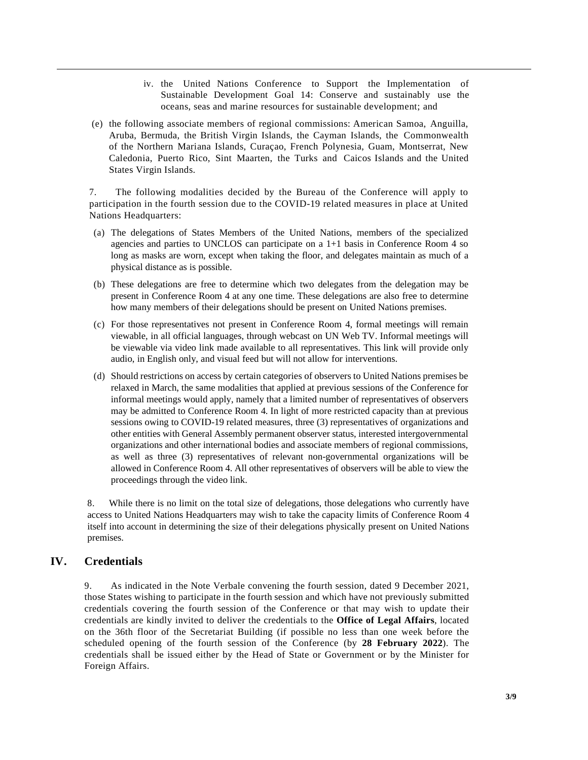iv. the United Nations Conference to Support the Implementation of Sustainable Development Goal 14: Conserve and sustainably use the oceans, seas and marine resources for sustainable development; and

(e) the following associate members of regional commissions: American Samoa, Anguilla, Aruba, Bermuda, the British Virgin Islands, the Cayman Islands, the Commonwealth of the Northern Mariana Islands, Curaçao, French Polynesia, Guam, Montserrat, New Caledonia, Puerto Rico, Sint Maarten, the Turks and Caicos Islands and the United States Virgin Islands.

7. The following modalities decided by the Bureau of the Conference will apply to participation in the fourth session due to the COVID-19 related measures in place at United Nations Headquarters:

(a) The delegations of States Members of the United Nations, members of the specialized agencies and parties to UNCLOS can participate on a 1+1 basis in Conference Room 4 so long as masks are worn, except when taking the floor, and delegates maintain as much of a physical distance as is possible.

(b) These delegations are free to determine which two delegates from the delegation may be present in Conference Room 4 at any one time. These delegations are also free to determine how many members of their delegations should be present on United Nations premises.

(c) For those representatives not present in Conference Room 4, formal meetings will remain viewable, in all official languages, through webcast on UN Web TV. Informal meetings will be viewable via video link made available to all representatives. This link will provide only audio, in English only, and visual feed but will not allow for interventions.

(d) Should restrictions on access by certain categories of observers to United Nations premises be relaxed in March, the same modalities that applied at previous sessions of the Conference for informal meetings would apply, namely that a limited number of representatives of observers may be admitted to Conference Room 4. In light of more restricted capacity than at previous sessions owing to COVID-19 related measures, three (3) representatives of organizations and other entities with General Assembly permanent observer status, interested intergovernmental organizations and other international bodies and associate members of regional commissions, as well as three (3) representatives of relevant non-governmental organizations will be allowed in Conference Room 4. All other representatives of observers will be able to view the proceedings through the video link.

8. While there is no limit on the total size of delegations, those delegations who currently have access to United Nations Headquarters may wish to take the capacity limits of Conference Room 4 itself into account in determining the size of their delegations physically present on United Nations premises.

## IV. Credentials

9. As indicated in the Note Verbale convening the fourth session, dated 9 December 2021, those States wishing to participate in the fourth session and which have not previously submitted credentials covering the fourth session of the Conference or that may wish to update their credentials are kindly invited to deliver the credentials to the **Office of Legal Affairs**, located on the 36th floor of the Secretariat Building (if possible no less than one week before the scheduled opening of the fourth session of the Conference (by **28 February 2022**). The credentials shall be issued either by the Head of State or Government or by the Minister for Foreign Affairs.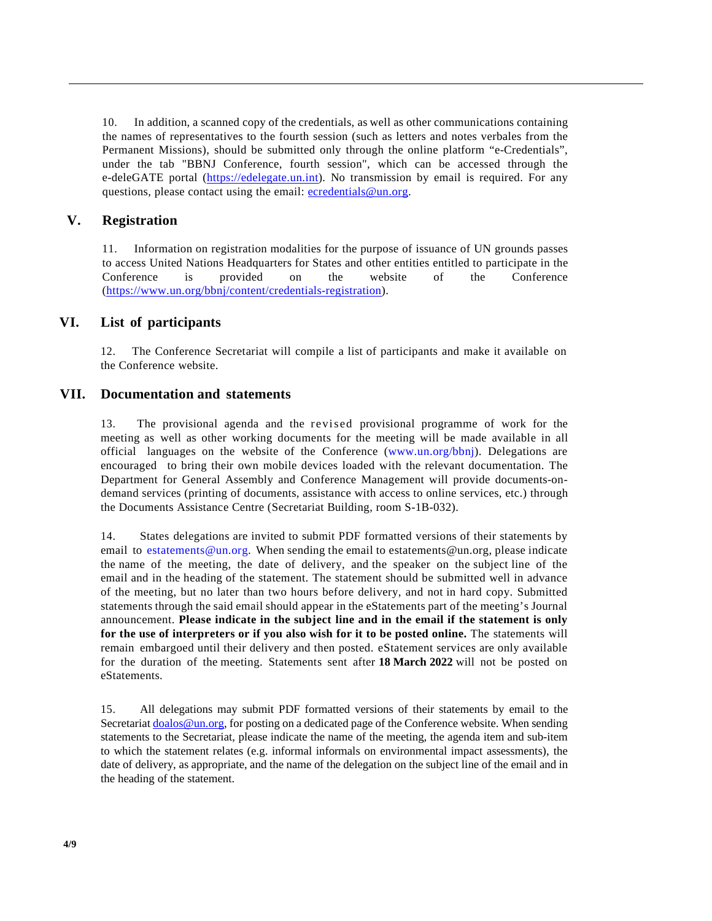10. In addition, a scanned copy of the credentials, as well as other communications containing the names of representatives to the fourth session (such as letters and notes verbales from the Permanent Missions), should be submitted only through the online platform "e-Credentials", under the tab "BBNJ Conference, fourth session", which can be accessed through the e-deleGATE portal (https://edelegate.un.int). No transmission by email is required. For any questions, please contact using the email: ecredentials@un.org.

## V. Registration

11. Information on registration modalities for the purpose of issuance of UN grounds passes to access United Nations Headquarters for States and other entities entitled to participate in the Conference is provided on the website of the Conference (https://www.un.org/bbnj/content/credentials-registration).

## VI. List of participants

12. The Conference Secretariat will compile a list of participants and make it available on the Conference website.

## VII. Documentation and statements

13. The provisional agenda and the revised provisional programme of work for the meeting as well as other working documents for the meeting will be made available in all official languages on the website of the Conference (www.un.org/bbnj). Delegations are encouraged to bring their own mobile devices loaded with the relevant documentation. The Department for General Assembly and Conference Management will provide documents-on-demand services (printing of documents, assistance with access to online services, etc.) through the Documents Assistance Centre (Secretariat Building, room S-1B-032).

14. States delegations are invited to submit PDF formatted versions of their statements by email to estatements@un.org. When sending the email to estatements@un.org, please indicate the name of the meeting, the date of delivery, and the speaker on the subject line of the email and in the heading of the statement. The statement should be submitted well in advance of the meeting, but no later than two hours before delivery, and not in hard copy. Submitted statements through the said email should appear in the eStatements part of the meeting's Journal announcement. **Please indicate in the subject line and in the email if the statement is only for the use of interpreters or if you also wish for it to be posted online.** The statements will remain embargoed until their delivery and then posted. eStatement services are only available for the duration of the meeting. Statements sent after **18 March 2022** will not be posted on eStatements.

15. All delegations may submit PDF formatted versions of their statements by email to the Secretariat doalos@un.org, for posting on a dedicated page of the Conference website. When sending statements to the Secretariat, please indicate the name of the meeting, the agenda item and sub-item to which the statement relates (e.g. informal informals on environmental impact assessments), the date of delivery, as appropriate, and the name of the delegation on the subject line of the email and in the heading of the statement.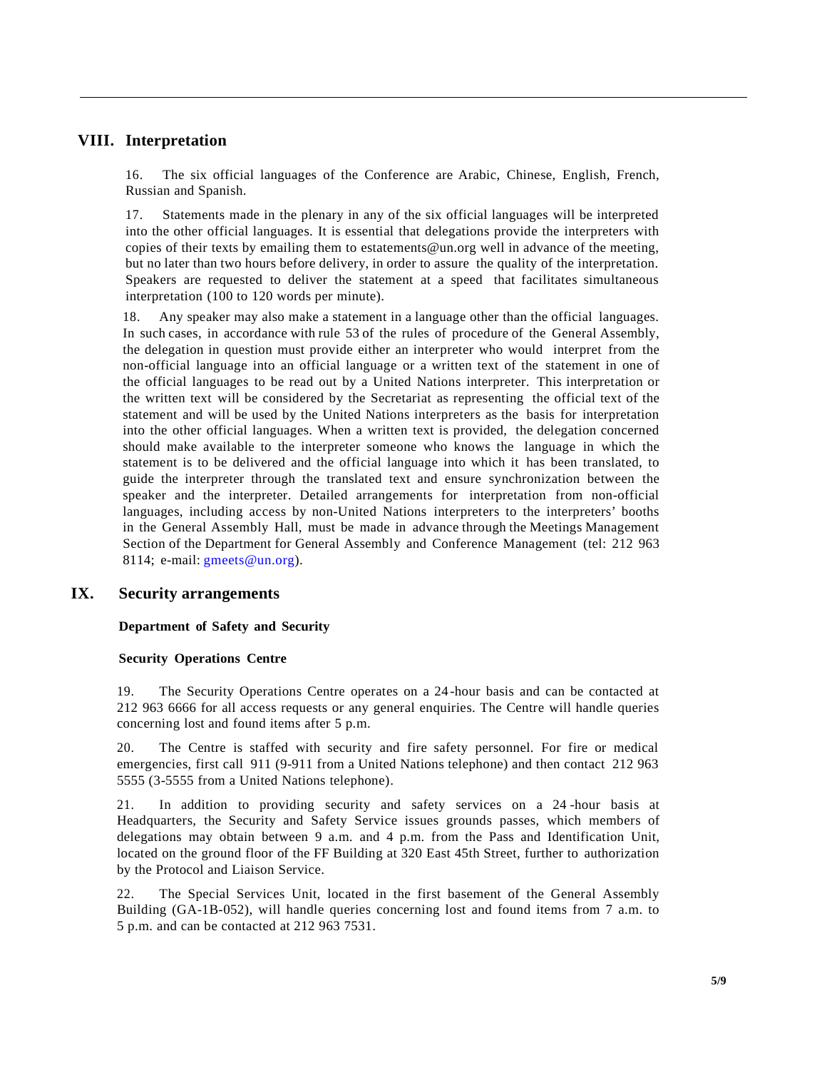## VIII. Interpretation

16. The six official languages of the Conference are Arabic, Chinese, English, French, Russian and Spanish.

17. Statements made in the plenary in any of the six official languages will be interpreted into the other official languages. It is essential that delegations provide the interpreters with copies of their texts by emailing them to estatements@un.org well in advance of the meeting, but no later than two hours before delivery, in order to assure the quality of the interpretation. Speakers are requested to deliver the statement at a speed that facilitates simultaneous interpretation (100 to 120 words per minute).

18. Any speaker may also make a statement in a language other than the official languages. In such cases, in accordance with rule 53 of the rules of procedure of the General Assembly, the delegation in question must provide either an interpreter who would interpret from the non-official language into an official language or a written text of the statement in one of the official languages to be read out by a United Nations interpreter. This interpretation or the written text will be considered by the Secretariat as representing the official text of the statement and will be used by the United Nations interpreters as the basis for interpretation into the other official languages. When a written text is provided, the delegation concerned should make available to the interpreter someone who knows the language in which the statement is to be delivered and the official language into which it has been translated, to guide the interpreter through the translated text and ensure synchronization between the speaker and the interpreter. Detailed arrangements for interpretation from non-official languages, including access by non-United Nations interpreters to the interpreters' booths in the General Assembly Hall, must be made in advance through the Meetings Management Section of the Department for General Assembly and Conference Management (tel: 212 963 8114; e-mail: gmeets@un.org).

## IX. Security arrangements

### Department of Safety and Security

#### Security Operations Centre

19. The Security Operations Centre operates on a 24-hour basis and can be contacted at 212 963 6666 for all access requests or any general enquiries. The Centre will handle queries concerning lost and found items after 5 p.m.

20. The Centre is staffed with security and fire safety personnel. For fire or medical emergencies, first call 911 (9-911 from a United Nations telephone) and then contact 212 963 5555 (3-5555 from a United Nations telephone).

21. In addition to providing security and safety services on a 24-hour basis at Headquarters, the Security and Safety Service issues grounds passes, which members of delegations may obtain between 9 a.m. and 4 p.m. from the Pass and Identification Unit, located on the ground floor of the FF Building at 320 East 45th Street, further to authorization by the Protocol and Liaison Service.

22. The Special Services Unit, located in the first basement of the General Assembly Building (GA-1B-052), will handle queries concerning lost and found items from 7 a.m. to 5 p.m. and can be contacted at 212 963 7531.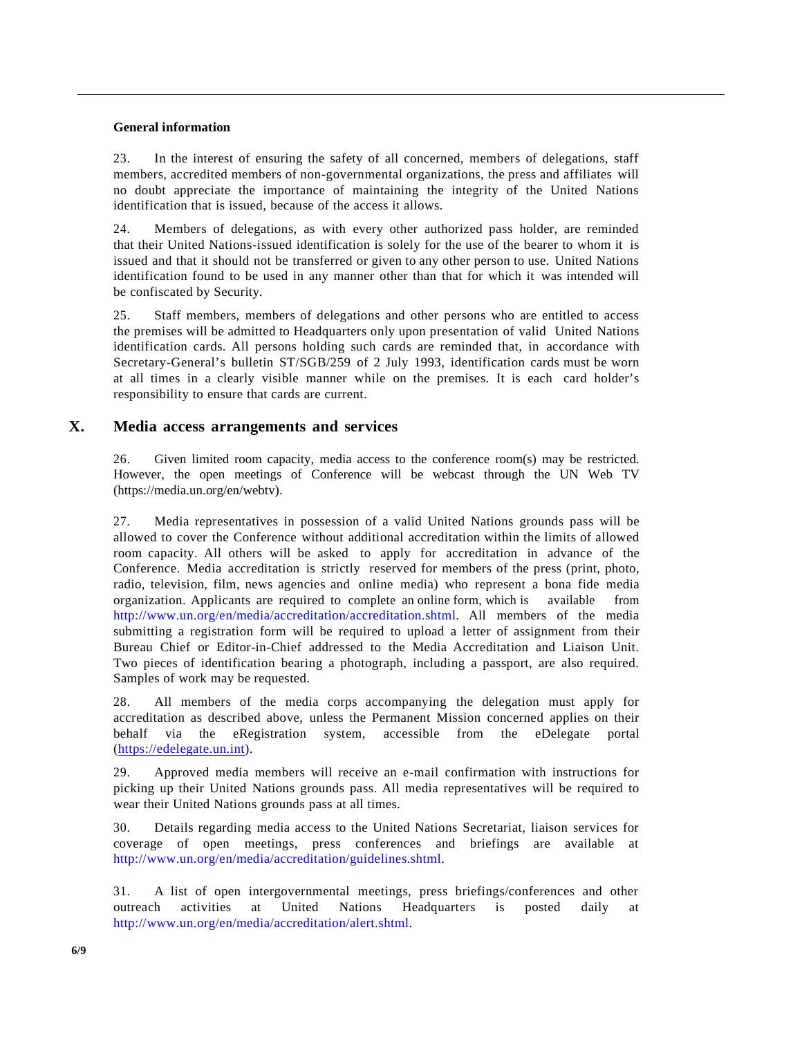### General information

23. In the interest of ensuring the safety of all concerned, members of delegations, staff members, accredited members of non-governmental organizations, the press and affiliates will no doubt appreciate the importance of maintaining the integrity of the United Nations identification that is issued, because of the access it allows.

24. Members of delegations, as with every other authorized pass holder, are reminded that their United Nations-issued identification is solely for the use of the bearer to whom it is issued and that it should not be transferred or given to any other person to use. United Nations identification found to be used in any manner other than that for which it was intended will be confiscated by Security.

25. Staff members, members of delegations and other persons who are entitled to access the premises will be admitted to Headquarters only upon presentation of valid United Nations identification cards. All persons holding such cards are reminded that, in accordance with Secretary-General's bulletin ST/SGB/259 of 2 July 1993, identification cards must be worn at all times in a clearly visible manner while on the premises. It is each card holder's responsibility to ensure that cards are current.

## X. Media access arrangements and services

26. Given limited room capacity, media access to the conference room(s) may be restricted. However, the open meetings of Conference will be webcast through the UN Web TV (https://media.un.org/en/webtv).

27. Media representatives in possession of a valid United Nations grounds pass will be allowed to cover the Conference without additional accreditation within the limits of allowed room capacity. All others will be asked to apply for accreditation in advance of the Conference. Media accreditation is strictly reserved for members of the press (print, photo, radio, television, film, news agencies and online media) who represent a bona fide media organization. Applicants are required to complete an online form, which is available from http://www.un.org/en/media/accreditation/accreditation.shtml. All members of the media submitting a registration form will be required to upload a letter of assignment from their Bureau Chief or Editor-in-Chief addressed to the Media Accreditation and Liaison Unit. Two pieces of identification bearing a photograph, including a passport, are also required. Samples of work may be requested.

28. All members of the media corps accompanying the delegation must apply for accreditation as described above, unless the Permanent Mission concerned applies on their behalf via the eRegistration system, accessible from the eDelegate portal (https://edelegate.un.int).

29. Approved media members will receive an e-mail confirmation with instructions for picking up their United Nations grounds pass. All media representatives will be required to wear their United Nations grounds pass at all times.

30. Details regarding media access to the United Nations Secretariat, liaison services for coverage of open meetings, press conferences and briefings are available at http://www.un.org/en/media/accreditation/guidelines.shtml.

31. A list of open intergovernmental meetings, press briefings/conferences and other outreach activities at United Nations Headquarters is posted daily at http://www.un.org/en/media/accreditation/alert.shtml.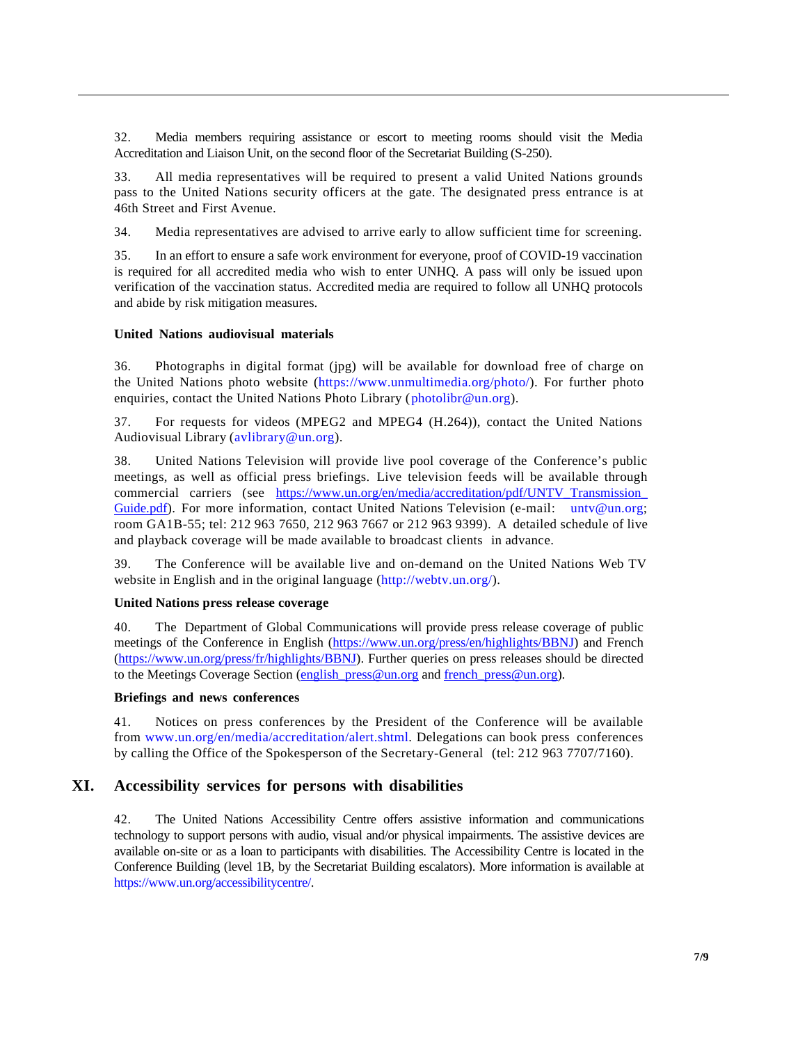32. Media members requiring assistance or escort to meeting rooms should visit the Media Accreditation and Liaison Unit, on the second floor of the Secretariat Building (S-250).

33. All media representatives will be required to present a valid United Nations grounds pass to the United Nations security officers at the gate. The designated press entrance is at 46th Street and First Avenue.

34. Media representatives are advised to arrive early to allow sufficient time for screening.

35. In an effort to ensure a safe work environment for everyone, proof of COVID-19 vaccination is required for all accredited media who wish to enter UNHQ. A pass will only be issued upon verification of the vaccination status. Accredited media are required to follow all UNHQ protocols and abide by risk mitigation measures.

**United Nations audiovisual materials**

36. Photographs in digital format (jpg) will be available for download free of charge on the United Nations photo website (https://www.unmultimedia.org/photo/). For further photo enquiries, contact the United Nations Photo Library (photolibr@un.org).

37. For requests for videos (MPEG2 and MPEG4 (H.264)), contact the United Nations Audiovisual Library (avlibrary@un.org).

38. United Nations Television will provide live pool coverage of the Conference's public meetings, as well as official press briefings. Live television feeds will be available through commercial carriers (see https://www.un.org/en/media/accreditation/pdf/UNTV_Transmission_Guide.pdf). For more information, contact United Nations Television (e-mail: untv@un.org; room GA1B-55; tel: 212 963 7650, 212 963 7667 or 212 963 9399). A detailed schedule of live and playback coverage will be made available to broadcast clients in advance.

39. The Conference will be available live and on-demand on the United Nations Web TV website in English and in the original language (http://webtv.un.org/).

**United Nations press release coverage**

40. The Department of Global Communications will provide press release coverage of public meetings of the Conference in English (https://www.un.org/press/en/highlights/BBNJ) and French (https://www.un.org/press/fr/highlights/BBNJ). Further queries on press releases should be directed to the Meetings Coverage Section (english_press@un.org and french_press@un.org).

**Briefings and news conferences**

41. Notices on press conferences by the President of the Conference will be available from www.un.org/en/media/accreditation/alert.shtml. Delegations can book press conferences by calling the Office of the Spokesperson of the Secretary-General (tel: 212 963 7707/7160).

## XI. Accessibility services for persons with disabilities

42. The United Nations Accessibility Centre offers assistive information and communications technology to support persons with audio, visual and/or physical impairments. The assistive devices are available on-site or as a loan to participants with disabilities. The Accessibility Centre is located in the Conference Building (level 1B, by the Secretariat Building escalators). More information is available at https://www.un.org/accessibilitycentre/.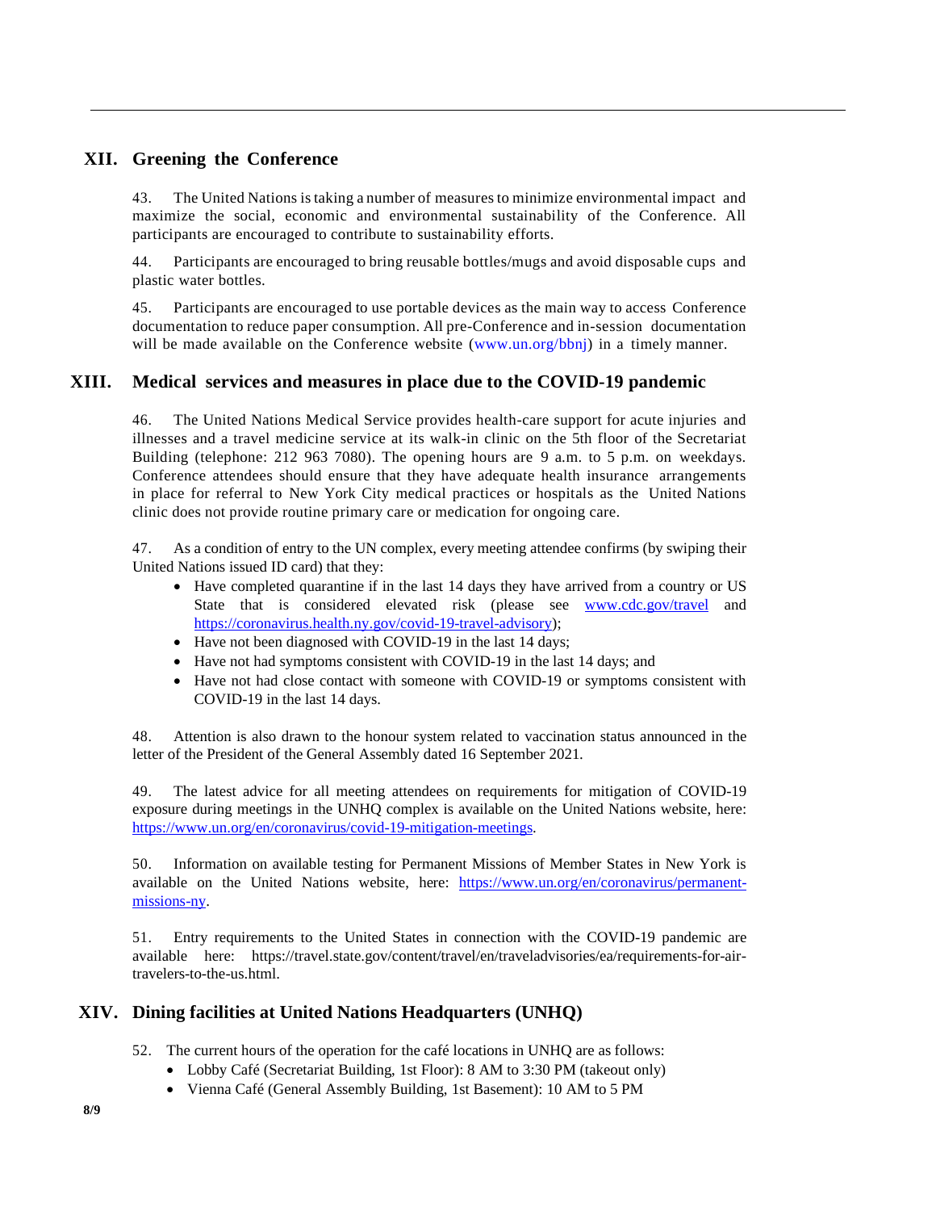## XII. Greening the Conference

43. The United Nations is taking a number of measures to minimize environmental impact and maximize the social, economic and environmental sustainability of the Conference. All participants are encouraged to contribute to sustainability efforts.

44. Participants are encouraged to bring reusable bottles/mugs and avoid disposable cups and plastic water bottles.

45. Participants are encouraged to use portable devices as the main way to access Conference documentation to reduce paper consumption. All pre-Conference and in-session documentation will be made available on the Conference website (www.un.org/bbnj) in a timely manner.

## XIII. Medical services and measures in place due to the COVID-19 pandemic

46. The United Nations Medical Service provides health-care support for acute injuries and illnesses and a travel medicine service at its walk-in clinic on the 5th floor of the Secretariat Building (telephone: 212 963 7080). The opening hours are 9 a.m. to 5 p.m. on weekdays. Conference attendees should ensure that they have adequate health insurance arrangements in place for referral to New York City medical practices or hospitals as the United Nations clinic does not provide routine primary care or medication for ongoing care.

47. As a condition of entry to the UN complex, every meeting attendee confirms (by swiping their United Nations issued ID card) that they:

- Have completed quarantine if in the last 14 days they have arrived from a country or US State that is considered elevated risk (please see www.cdc.gov/travel and https://coronavirus.health.ny.gov/covid-19-travel-advisory);
- Have not been diagnosed with COVID-19 in the last 14 days;
- Have not had symptoms consistent with COVID-19 in the last 14 days; and
- Have not had close contact with someone with COVID-19 or symptoms consistent with COVID-19 in the last 14 days.

48. Attention is also drawn to the honour system related to vaccination status announced in the letter of the President of the General Assembly dated 16 September 2021.

49. The latest advice for all meeting attendees on requirements for mitigation of COVID-19 exposure during meetings in the UNHQ complex is available on the United Nations website, here: https://www.un.org/en/coronavirus/covid-19-mitigation-meetings.

50. Information on available testing for Permanent Missions of Member States in New York is available on the United Nations website, here: https://www.un.org/en/coronavirus/permanent-missions-ny.

51. Entry requirements to the United States in connection with the COVID-19 pandemic are available here: https://travel.state.gov/content/travel/en/traveladvisories/ea/requirements-for-air-travelers-to-the-us.html.

## XIV. Dining facilities at United Nations Headquarters (UNHQ)

52. The current hours of the operation for the café locations in UNHQ are as follows:

- Lobby Café (Secretariat Building, 1st Floor): 8 AM to 3:30 PM (takeout only)
- Vienna Café (General Assembly Building, 1st Basement): 10 AM to 5 PM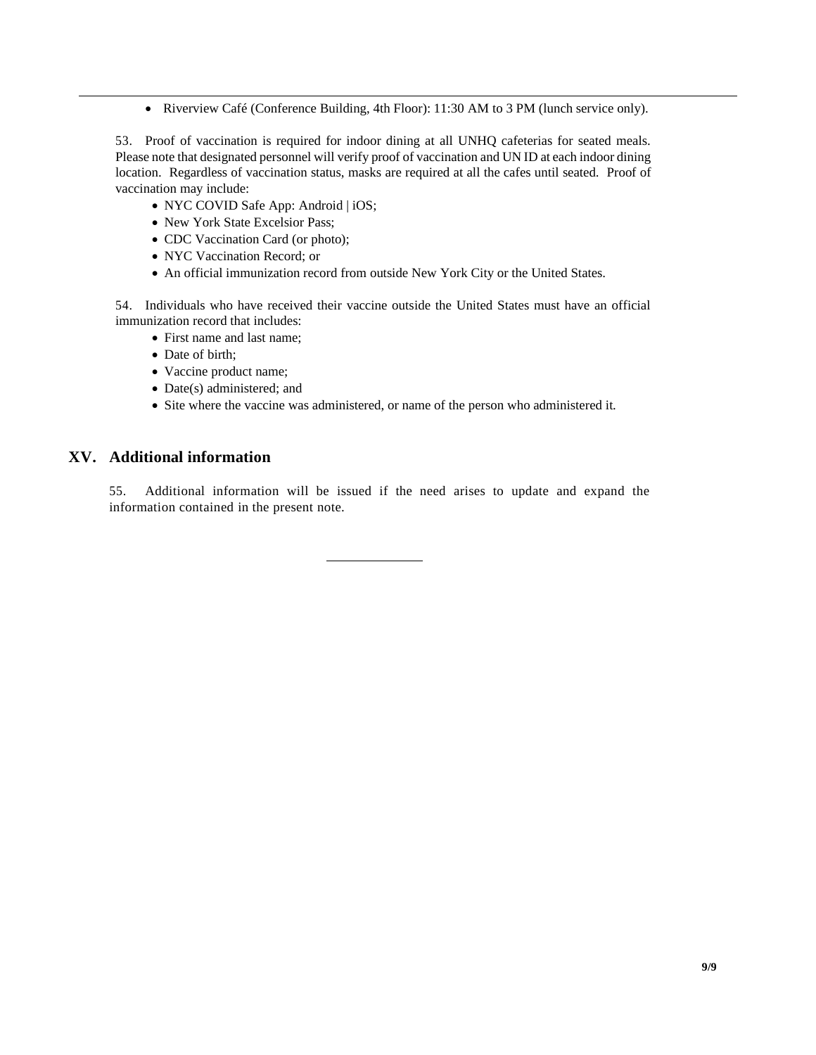- Riverview Café (Conference Building, 4th Floor): 11:30 AM to 3 PM (lunch service only).

53. Proof of vaccination is required for indoor dining at all UNHQ cafeterias for seated meals. Please note that designated personnel will verify proof of vaccination and UN ID at each indoor dining location. Regardless of vaccination status, masks are required at all the cafes until seated. Proof of vaccination may include:

- NYC COVID Safe App: Android | iOS;
- New York State Excelsior Pass;
- CDC Vaccination Card (or photo);
- NYC Vaccination Record; or
- An official immunization record from outside New York City or the United States.

54. Individuals who have received their vaccine outside the United States must have an official immunization record that includes:

- First name and last name;
- Date of birth;
- Vaccine product name;
- Date(s) administered; and
- Site where the vaccine was administered, or name of the person who administered it.

## XV. Additional information

55. Additional information will be issued if the need arises to update and expand the information contained in the present note.